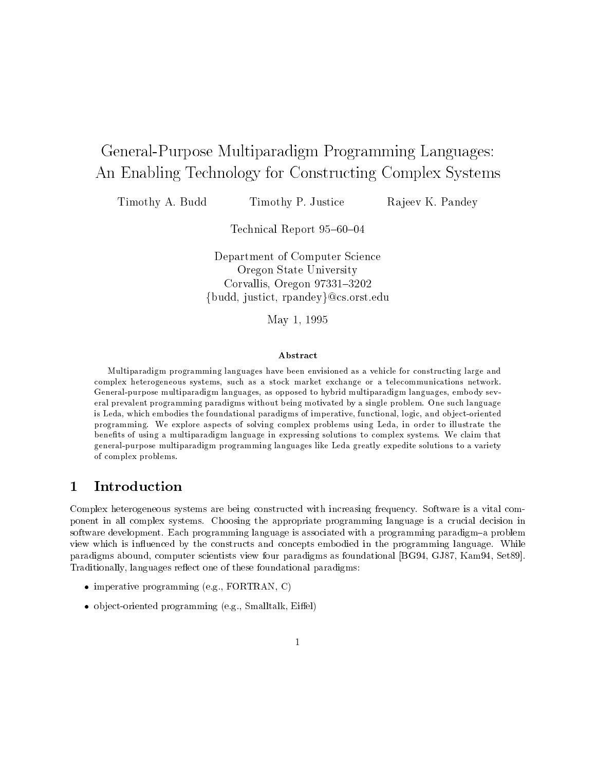# General-Purpose Multiparadigm Programming Languages: An Enabling Technology for Constructing Complex Systems

Timothy A. Budd  Timothy P. Justice  Rajeev K. Pandey

Technical Report 95–60–04

Department of Computer Science
Oregon State University
Corvallis, Oregon 97331–3202
{budd, justict, rpandey}@cs.orst.edu

May 1, 1995

**Abstract**

Multiparadigm programming languages have been envisioned as a vehicle for constructing large and complex heterogeneous systems, such as a stock market exchange or a telecommunications network. General-purpose multiparadigm languages, as opposed to hybrid multiparadigm languages, embody several prevalent programming paradigms without being motivated by a single problem. One such language is Leda, which embodies the foundational paradigms of imperative, functional, logic, and object-oriented programming. We explore aspects of solving complex problems using Leda, in order to illustrate the benefits of using a multiparadigm language in expressing solutions to complex systems. We claim that general-purpose multiparadigm programming languages like Leda greatly expedite solutions to a variety of complex problems.

## 1 Introduction

Complex heterogeneous systems are being constructed with increasing frequency. Software is a vital component in all complex systems. Choosing the appropriate programming language is a crucial decision in software development. Each programming language is associated with a programming paradigm–a problem view which is influenced by the constructs and concepts embodied in the programming language. While paradigms abound, computer scientists view four paradigms as foundational [BG94, GJ87, Kam94, Set89]. Traditionally, languages reflect one of these foundational paradigms:

- imperative programming (e.g., FORTRAN, C)
- object-oriented programming (e.g., Smalltalk, Eiffel)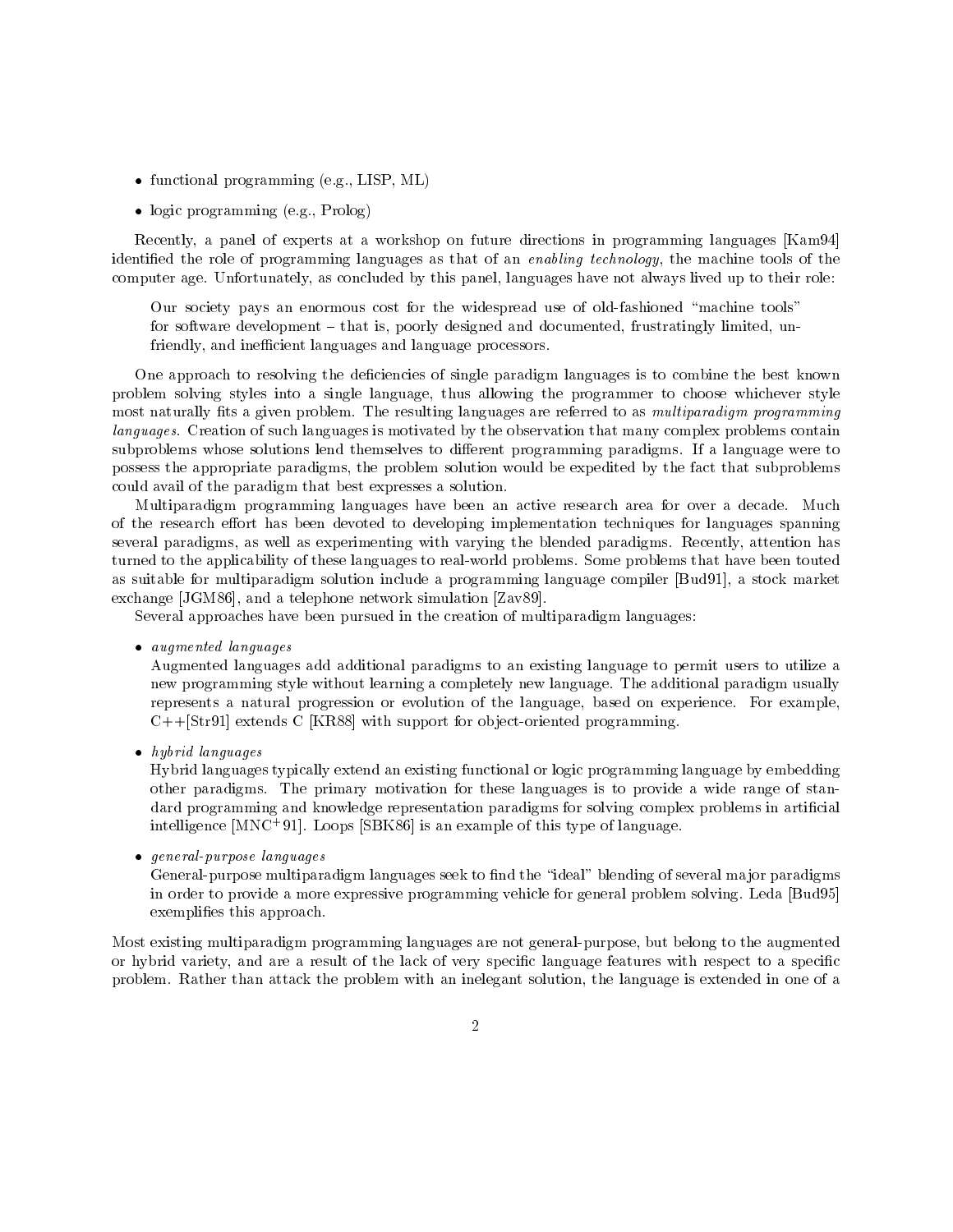- functional programming (e.g., LISP, ML)
- logic programming (e.g., Prolog)

Recently, a panel of experts at a workshop on future directions in programming languages [Kam94] identified the role of programming languages as that of an *enabling technology*, the machine tools of the computer age. Unfortunately, as concluded by this panel, languages have not always lived up to their role:

> Our society pays an enormous cost for the widespread use of old-fashioned "machine tools" for software development – that is, poorly designed and documented, frustratingly limited, unfriendly, and inefficient languages and language processors.

One approach to resolving the deficiencies of single paradigm languages is to combine the best known problem solving styles into a single language, thus allowing the programmer to choose whichever style most naturally fits a given problem. The resulting languages are referred to as *multiparadigm programming languages*. Creation of such languages is motivated by the observation that many complex problems contain subproblems whose solutions lend themselves to different programming paradigms. If a language were to possess the appropriate paradigms, the problem solution would be expedited by the fact that subproblems could avail of the paradigm that best expresses a solution.

Multiparadigm programming languages have been an active research area for over a decade. Much of the research effort has been devoted to developing implementation techniques for languages spanning several paradigms, as well as experimenting with varying the blended paradigms. Recently, attention has turned to the applicability of these languages to real-world problems. Some problems that have been touted as suitable for multiparadigm solution include a programming language compiler [Bud91], a stock market exchange [JGM86], and a telephone network simulation [Zav89].

Several approaches have been pursued in the creation of multiparadigm languages:

- *augmented languages*

  Augmented languages add additional paradigms to an existing language to permit users to utilize a new programming style without learning a completely new language. The additional paradigm usually represents a natural progression or evolution of the language, based on experience. For example, C++[Str91] extends C [KR88] with support for object-oriented programming.

- *hybrid languages*

  Hybrid languages typically extend an existing functional or logic programming language by embedding other paradigms. The primary motivation for these languages is to provide a wide range of standard programming and knowledge representation paradigms for solving complex problems in artificial intelligence [MNC+91]. Loops [SBK86] is an example of this type of language.

- *general-purpose languages*

  General-purpose multiparadigm languages seek to find the "ideal" blending of several major paradigms in order to provide a more expressive programming vehicle for general problem solving. Leda [Bud95] exemplifies this approach.

Most existing multiparadigm programming languages are not general-purpose, but belong to the augmented or hybrid variety, and are a result of the lack of very specific language features with respect to a specific problem. Rather than attack the problem with an inelegant solution, the language is extended in one of a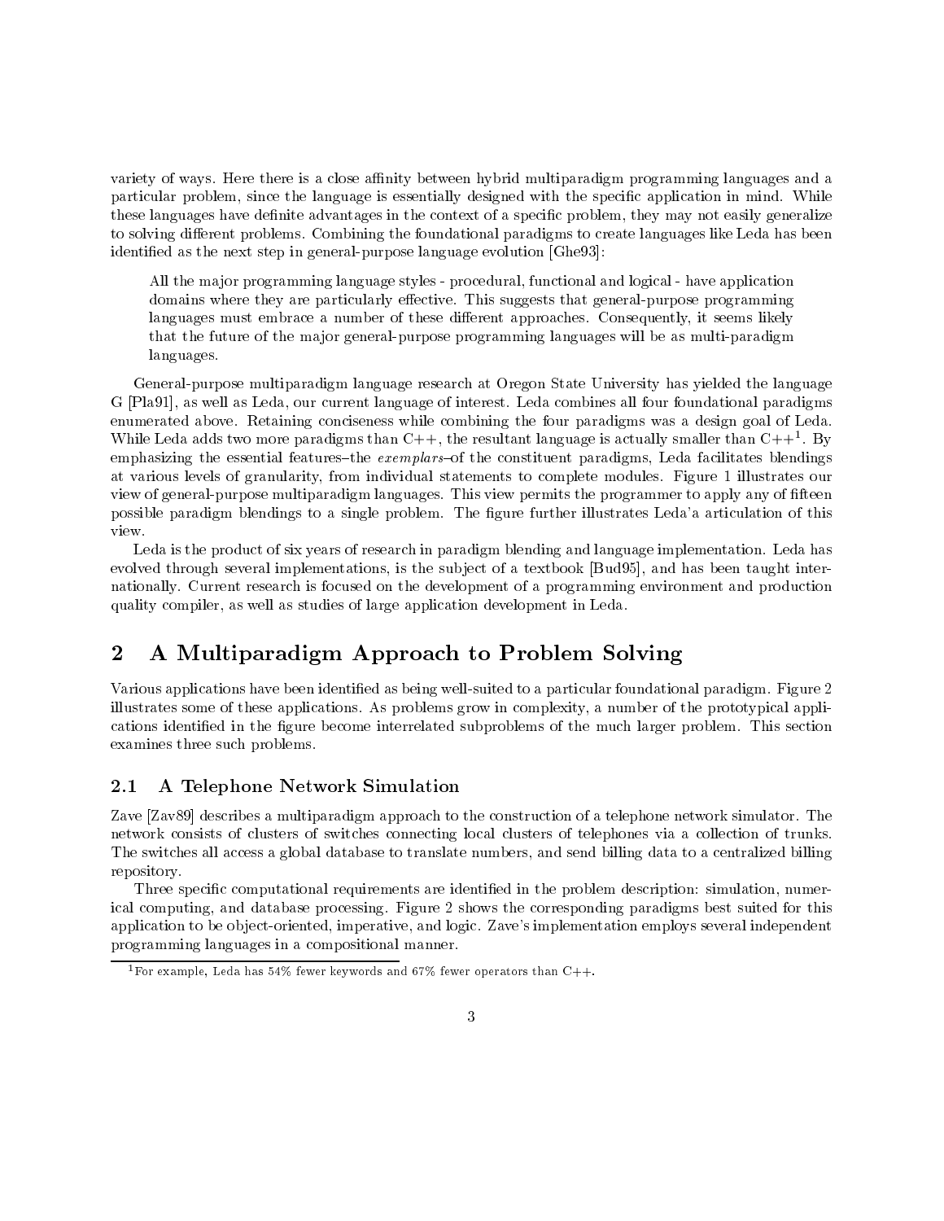variety of ways. Here there is a close affinity between hybrid multiparadigm programming languages and a particular problem, since the language is essentially designed with the specific application in mind. While these languages have definite advantages in the context of a specific problem, they may not easily generalize to solving different problems. Combining the foundational paradigms to create languages like Leda has been identified as the next step in general-purpose language evolution [Ghe93]:

> All the major programming language styles - procedural, functional and logical - have application domains where they are particularly effective. This suggests that general-purpose programming languages must embrace a number of these different approaches. Consequently, it seems likely that the future of the major general-purpose programming languages will be as multi-paradigm languages.

General-purpose multiparadigm language research at Oregon State University has yielded the language G [Pla91], as well as Leda, our current language of interest. Leda combines all four foundational paradigms enumerated above. Retaining conciseness while combining the four paradigms was a design goal of Leda. While Leda adds two more paradigms than C++, the resultant language is actually smaller than C++[1]. By emphasizing the essential features–the *exemplars*–of the constituent paradigms, Leda facilitates blendings at various levels of granularity, from individual statements to complete modules. Figure 1 illustrates our view of general-purpose multiparadigm languages. This view permits the programmer to apply any of fifteen possible paradigm blendings to a single problem. The figure further illustrates Leda'a articulation of this view.

Leda is the product of six years of research in paradigm blending and language implementation. Leda has evolved through several implementations, is the subject of a textbook [Bud95], and has been taught internationally. Current research is focused on the development of a programming environment and production quality compiler, as well as studies of large application development in Leda.

## 2 A Multiparadigm Approach to Problem Solving

Various applications have been identified as being well-suited to a particular foundational paradigm. Figure 2 illustrates some of these applications. As problems grow in complexity, a number of the prototypical applications identified in the figure become interrelated subproblems of the much larger problem. This section examines three such problems.

### 2.1 A Telephone Network Simulation

Zave [Zav89] describes a multiparadigm approach to the construction of a telephone network simulator. The network consists of clusters of switches connecting local clusters of telephones via a collection of trunks. The switches all access a global database to translate numbers, and send billing data to a centralized billing repository.

Three specific computational requirements are identified in the problem description: simulation, numerical computing, and database processing. Figure 2 shows the corresponding paradigms best suited for this application to be object-oriented, imperative, and logic. Zave's implementation employs several independent programming languages in a compositional manner.

[1] For example, Leda has 54% fewer keywords and 67% fewer operators than C++.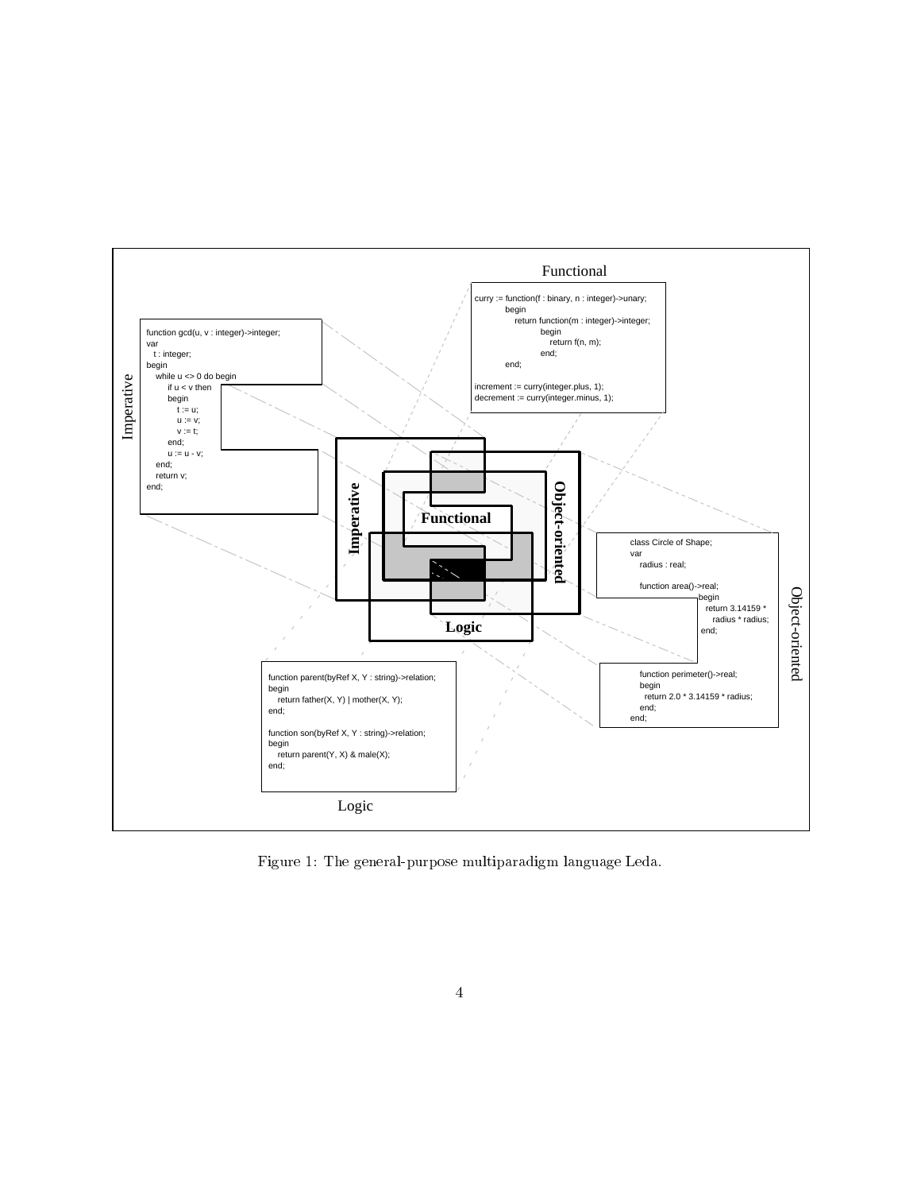Functional

```
curry := function(f : binary, n : integer)->unary;
        begin
            return function(m : integer)->integer;
                    begin
                        return f(n, m);
                    end;
        end;

increment := curry(integer.plus, 1);
decrement := curry(integer.minus, 1);
```

Imperative

```
function gcd(u, v : integer)->integer;
var
  t : integer;
begin
  while u <> 0 do begin
      if u < v then
      begin
          t := u;
          u := v;
          v := t;
      end;
      u := u - v;
  end;
  return v;
end;
```

Imperative | Functional | Object-oriented | Logic

Object-oriented

```
class Circle of Shape;
var
    radius : real;

    function area()->real;
    begin
        return 3.14159 *
            radius * radius;
    end;

    function perimeter()->real;
    begin
        return 2.0 * 3.14159 * radius;
    end;
end;
```

Logic

```
function parent(byRef X, Y : string)->relation;
begin
   return father(X, Y) | mother(X, Y);
end;

function son(byRef X, Y : string)->relation;
begin
   return parent(Y, X) & male(X);
end;
```

Figure 1: The general-purpose multiparadigm language Leda.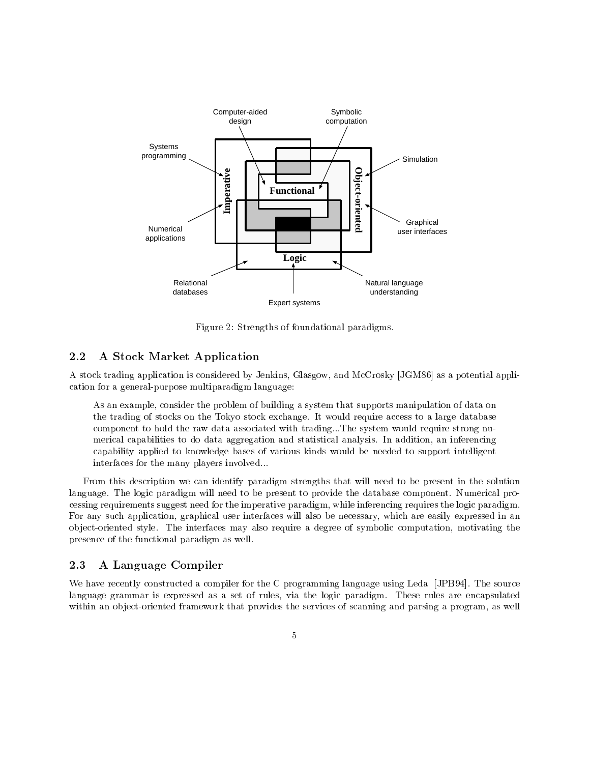Figure 2: Strengths of foundational paradigms.

## 2.2 A Stock Market Application

A stock trading application is considered by Jenkins, Glasgow, and McCrosky [JGM86] as a potential application for a general-purpose multiparadigm language:

> As an example, consider the problem of building a system that supports manipulation of data on the trading of stocks on the Tokyo stock exchange. It would require access to a large database component to hold the raw data associated with trading...The system would require strong numerical capabilities to do data aggregation and statistical analysis. In addition, an inferencing capability applied to knowledge bases of various kinds would be needed to support intelligent interfaces for the many players involved...

From this description we can identify paradigm strengths that will need to be present in the solution language. The logic paradigm will need to be present to provide the database component. Numerical processing requirements suggest need for the imperative paradigm, while inferencing requires the logic paradigm. For any such application, graphical user interfaces will also be necessary, which are easily expressed in an object-oriented style. The interfaces may also require a degree of symbolic computation, motivating the presence of the functional paradigm as well.

## 2.3 A Language Compiler

We have recently constructed a compiler for the C programming language using Leda [JPB94]. The source language grammar is expressed as a set of rules, via the logic paradigm. These rules are encapsulated within an object-oriented framework that provides the services of scanning and parsing a program, as well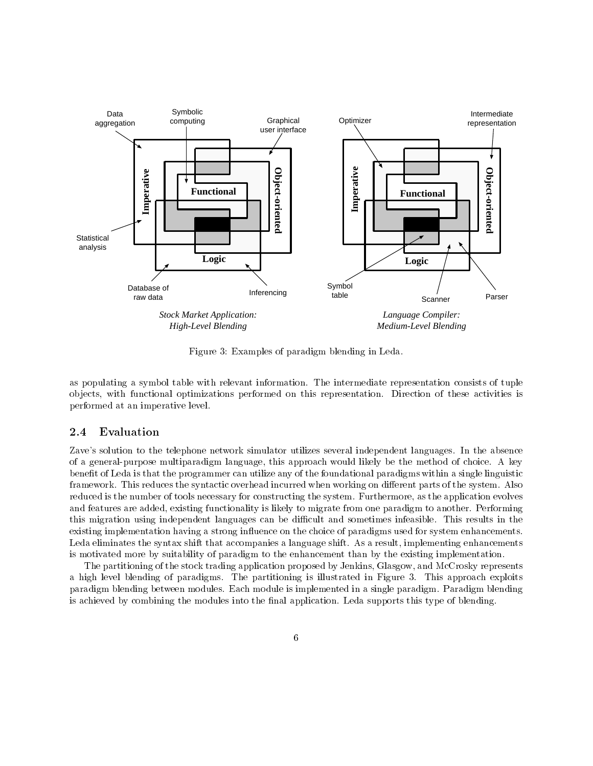Figure 3: Examples of paradigm blending in Leda.

as populating a symbol table with relevant information. The intermediate representation consists of tuple objects, with functional optimizations performed on this representation. Direction of these activities is performed at an imperative level.

## 2.4 Evaluation

Zave's solution to the telephone network simulator utilizes several independent languages. In the absence of a general-purpose multiparadigm language, this approach would likely be the method of choice. A key benefit of Leda is that the programmer can utilize any of the foundational paradigms within a single linguistic framework. This reduces the syntactic overhead incurred when working on different parts of the system. Also reduced is the number of tools necessary for constructing the system. Furthermore, as the application evolves and features are added, existing functionality is likely to migrate from one paradigm to another. Performing this migration using independent languages can be difficult and sometimes infeasible. This results in the existing implementation having a strong influence on the choice of paradigms used for system enhancements. Leda eliminates the syntax shift that accompanies a language shift. As a result, implementing enhancements is motivated more by suitability of paradigm to the enhancement than by the existing implementation.

The partitioning of the stock trading application proposed by Jenkins, Glasgow, and McCrosky represents a high level blending of paradigms. The partitioning is illustrated in Figure 3. This approach exploits paradigm blending between modules. Each module is implemented in a single paradigm. Paradigm blending is achieved by combining the modules into the final application. Leda supports this type of blending.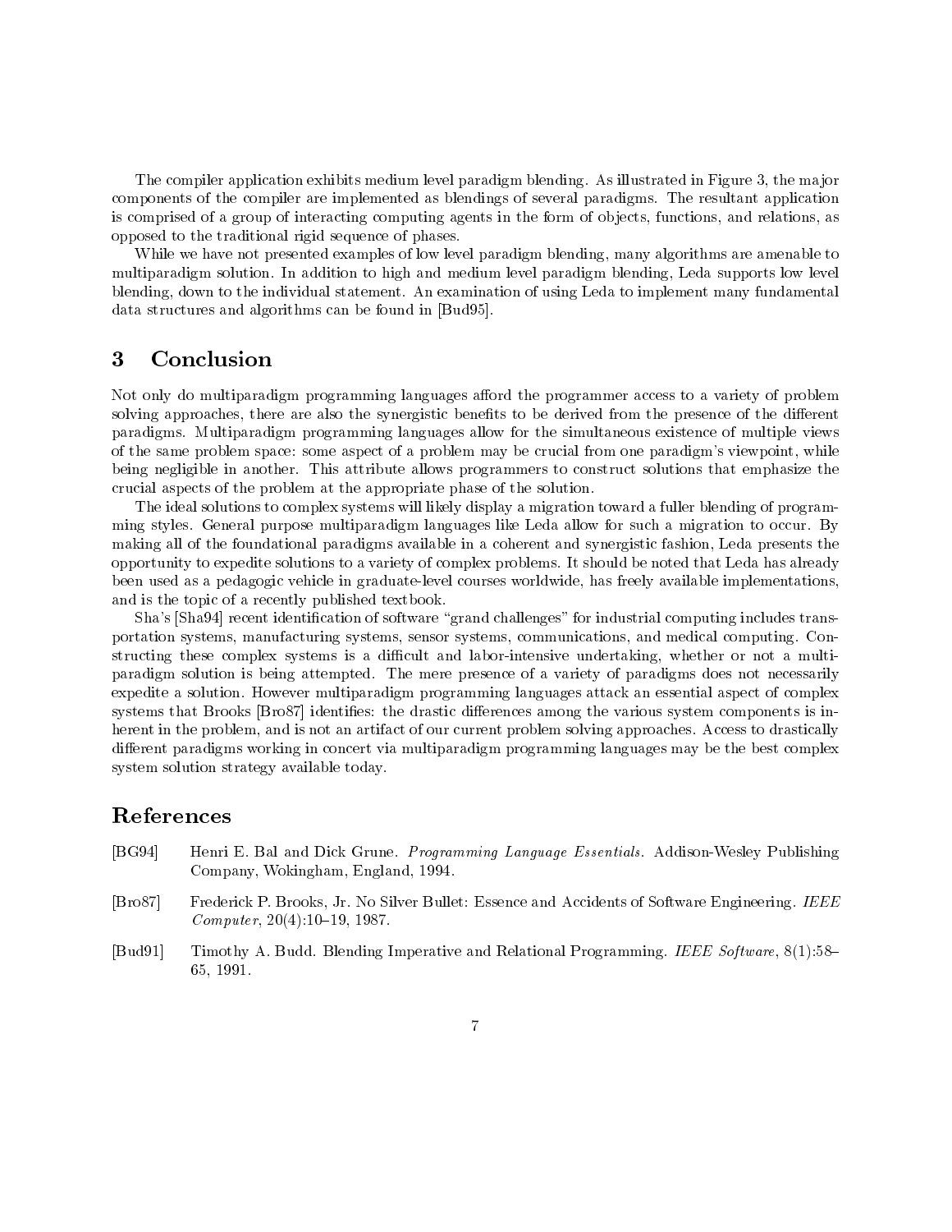The compiler application exhibits medium level paradigm blending. As illustrated in Figure 3, the major components of the compiler are implemented as blendings of several paradigms. The resultant application is comprised of a group of interacting computing agents in the form of objects, functions, and relations, as opposed to the traditional rigid sequence of phases.

While we have not presented examples of low level paradigm blending, many algorithms are amenable to multiparadigm solution. In addition to high and medium level paradigm blending, Leda supports low level blending, down to the individual statement. An examination of using Leda to implement many fundamental data structures and algorithms can be found in [Bud95].

## 3 Conclusion

Not only do multiparadigm programming languages afford the programmer access to a variety of problem solving approaches, there are also the synergistic benefits to be derived from the presence of the different paradigms. Multiparadigm programming languages allow for the simultaneous existence of multiple views of the same problem space: some aspect of a problem may be crucial from one paradigm's viewpoint, while being negligible in another. This attribute allows programmers to construct solutions that emphasize the crucial aspects of the problem at the appropriate phase of the solution.

The ideal solutions to complex systems will likely display a migration toward a fuller blending of programming styles. General purpose multiparadigm languages like Leda allow for such a migration to occur. By making all of the foundational paradigms available in a coherent and synergistic fashion, Leda presents the opportunity to expedite solutions to a variety of complex problems. It should be noted that Leda has already been used as a pedagogic vehicle in graduate-level courses worldwide, has freely available implementations, and is the topic of a recently published textbook.

Sha's [Sha94] recent identification of software "grand challenges" for industrial computing includes transportation systems, manufacturing systems, sensor systems, communications, and medical computing. Constructing these complex systems is a difficult and labor-intensive undertaking, whether or not a multiparadigm solution is being attempted. The mere presence of a variety of paradigms does not necessarily expedite a solution. However multiparadigm programming languages attack an essential aspect of complex systems that Brooks [Bro87] identifies: the drastic differences among the various system components is inherent in the problem, and is not an artifact of our current problem solving approaches. Access to drastically different paradigms working in concert via multiparadigm programming languages may be the best complex system solution strategy available today.

## References

[BG94] Henri E. Bal and Dick Grune. *Programming Language Essentials*. Addison-Wesley Publishing Company, Wokingham, England, 1994.

[Bro87] Frederick P. Brooks, Jr. No Silver Bullet: Essence and Accidents of Software Engineering. *IEEE Computer*, 20(4):10–19, 1987.

[Bud91] Timothy A. Budd. Blending Imperative and Relational Programming. *IEEE Software*, 8(1):58–65, 1991.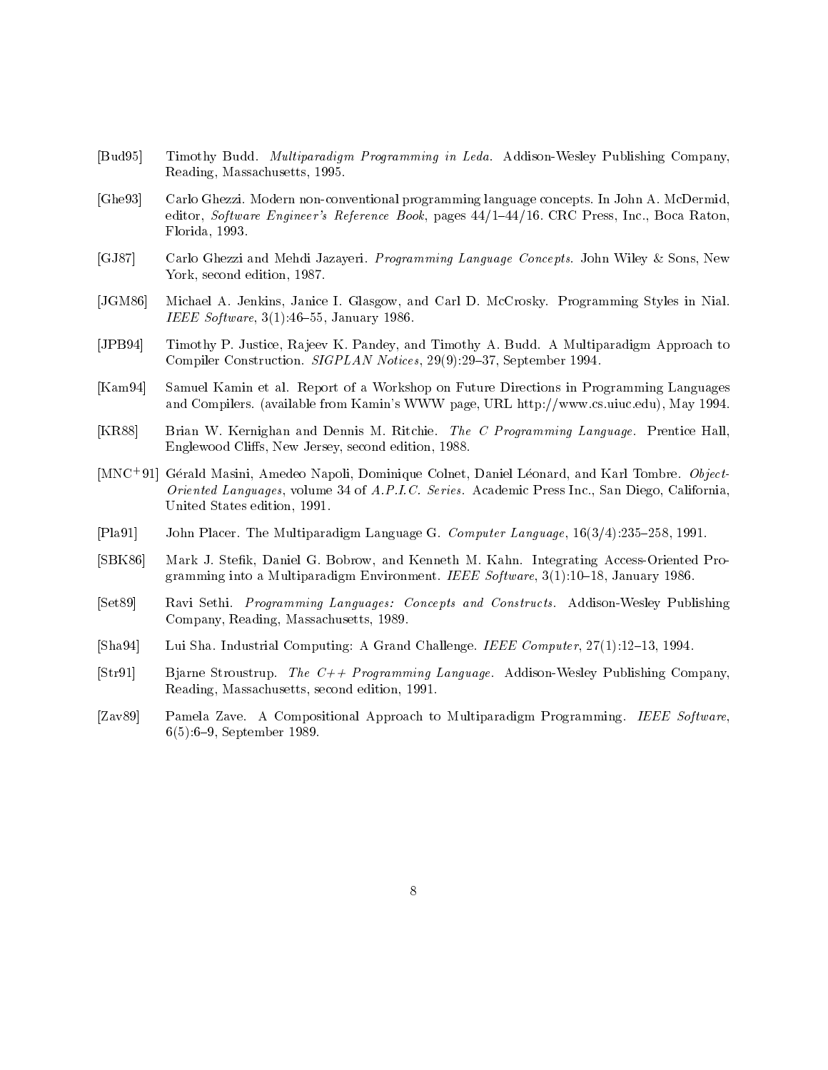[Bud95] Timothy Budd. *Multiparadigm Programming in Leda*. Addison-Wesley Publishing Company, Reading, Massachusetts, 1995.

[Ghe93] Carlo Ghezzi. Modern non-conventional programming language concepts. In John A. McDermid, editor, *Software Engineer's Reference Book*, pages 44/1–44/16. CRC Press, Inc., Boca Raton, Florida, 1993.

[GJ87] Carlo Ghezzi and Mehdi Jazayeri. *Programming Language Concepts*. John Wiley & Sons, New York, second edition, 1987.

[JGM86] Michael A. Jenkins, Janice I. Glasgow, and Carl D. McCrosky. Programming Styles in Nial. *IEEE Software*, 3(1):46–55, January 1986.

[JPB94] Timothy P. Justice, Rajeev K. Pandey, and Timothy A. Budd. A Multiparadigm Approach to Compiler Construction. *SIGPLAN Notices*, 29(9):29–37, September 1994.

[Kam94] Samuel Kamin et al. Report of a Workshop on Future Directions in Programming Languages and Compilers. (available from Kamin's WWW page, URL http://www.cs.uiuc.edu), May 1994.

[KR88] Brian W. Kernighan and Dennis M. Ritchie. *The C Programming Language*. Prentice Hall, Englewood Cliffs, New Jersey, second edition, 1988.

[MNC+91] Gérald Masini, Amedeo Napoli, Dominique Colnet, Daniel Léonard, and Karl Tombre. *Object-Oriented Languages*, volume 34 of *A.P.I.C. Series*. Academic Press Inc., San Diego, California, United States edition, 1991.

[Pla91] John Placer. The Multiparadigm Language G. *Computer Language*, 16(3/4):235–258, 1991.

[SBK86] Mark J. Stefik, Daniel G. Bobrow, and Kenneth M. Kahn. Integrating Access-Oriented Programming into a Multiparadigm Environment. *IEEE Software*, 3(1):10–18, January 1986.

[Set89] Ravi Sethi. *Programming Languages: Concepts and Constructs*. Addison-Wesley Publishing Company, Reading, Massachusetts, 1989.

[Sha94] Lui Sha. Industrial Computing: A Grand Challenge. *IEEE Computer*, 27(1):12–13, 1994.

[Str91] Bjarne Stroustrup. *The C++ Programming Language*. Addison-Wesley Publishing Company, Reading, Massachusetts, second edition, 1991.

[Zav89] Pamela Zave. A Compositional Approach to Multiparadigm Programming. *IEEE Software*, 6(5):6–9, September 1989.